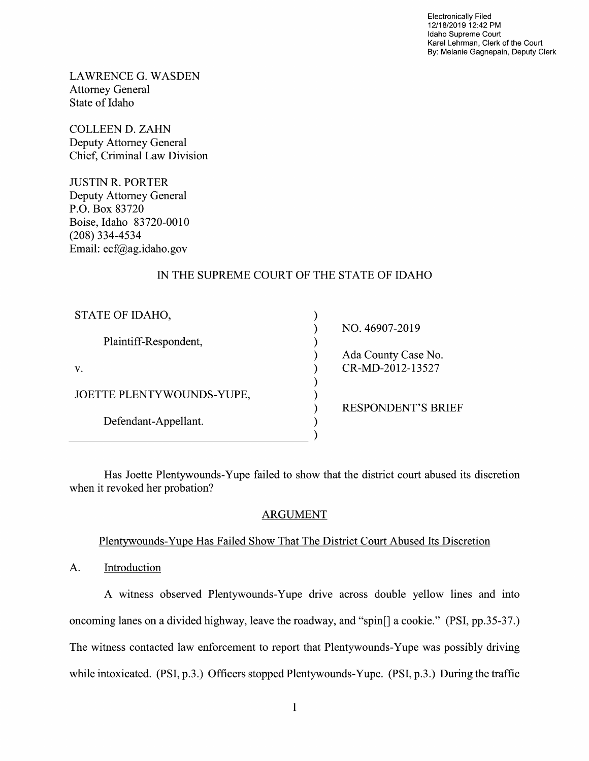Electronically Filed
12/18/2019 12:42 PM
Idaho Supreme Court
Karel Lehrman, Clerk of the Court
By: Melanie Gagnepain, Deputy Clerk

LAWRENCE G. WASDEN
Attorney General
State of Idaho

COLLEEN D. ZAHN
Deputy Attorney General
Chief, Criminal Law Division

JUSTIN R. PORTER
Deputy Attorney General
P.O. Box 83720
Boise, Idaho 83720-0010
(208) 334-4534
Email: ecf@ag.idaho.gov

IN THE SUPREME COURT OF THE STATE OF IDAHO

| | | |
|---|---|---|
| STATE OF IDAHO, | ) | NO. 46907-2019 |
| Plaintiff-Respondent, | ) | |
| | ) | Ada County Case No. |
| v. | ) | CR-MD-2012-13527 |
| | ) | |
| JOETTE PLENTYWOUNDS-YUPE, | ) | |
| | ) | RESPONDENT'S BRIEF |
| Defendant-Appellant. | ) | |

Has Joette Plentywounds-Yupe failed to show that the district court abused its discretion when it revoked her probation?

## ARGUMENT

### Plentywounds-Yupe Has Failed Show That The District Court Abused Its Discretion

#### A. Introduction

A witness observed Plentywounds-Yupe drive across double yellow lines and into oncoming lanes on a divided highway, leave the roadway, and "spin[] a cookie." (PSI, pp.35-37.) The witness contacted law enforcement to report that Plentywounds-Yupe was possibly driving while intoxicated. (PSI, p.3.) Officers stopped Plentywounds-Yupe. (PSI, p.3.) During the traffic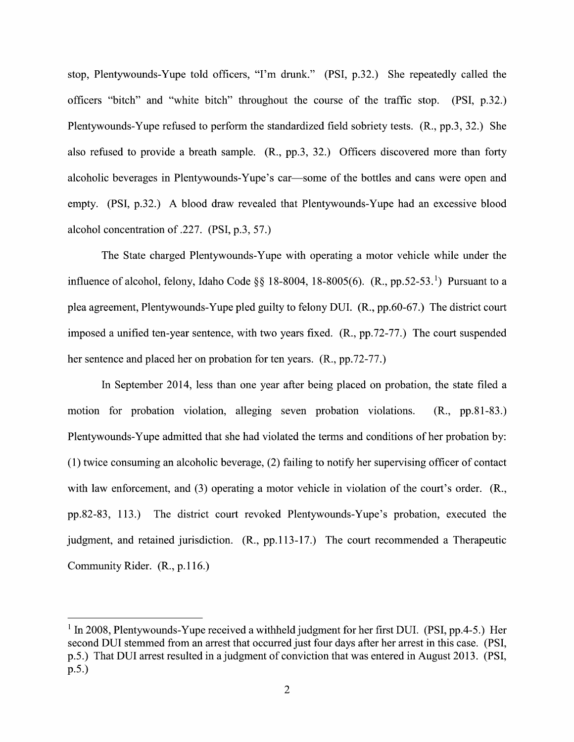stop, Plentywounds-Yupe told officers, "I'm drunk." (PSI, p.32.) She repeatedly called the officers "bitch" and "white bitch" throughout the course of the traffic stop. (PSI, p.32.) Plentywounds-Yupe refused to perform the standardized field sobriety tests. (R., pp.3, 32.) She also refused to provide a breath sample. (R., pp.3, 32.) Officers discovered more than forty alcoholic beverages in Plentywounds-Yupe's car—some of the bottles and cans were open and empty. (PSI, p.32.) A blood draw revealed that Plentywounds-Yupe had an excessive blood alcohol concentration of .227. (PSI, p.3, 57.)

The State charged Plentywounds-Yupe with operating a motor vehicle while under the influence of alcohol, felony, Idaho Code §§ 18-8004, 18-8005(6). (R., pp.52-53.[1]) Pursuant to a plea agreement, Plentywounds-Yupe pled guilty to felony DUI. (R., pp.60-67.) The district court imposed a unified ten-year sentence, with two years fixed. (R., pp.72-77.) The court suspended her sentence and placed her on probation for ten years. (R., pp.72-77.)

In September 2014, less than one year after being placed on probation, the state filed a motion for probation violation, alleging seven probation violations. (R., pp.81-83.) Plentywounds-Yupe admitted that she had violated the terms and conditions of her probation by: (1) twice consuming an alcoholic beverage, (2) failing to notify her supervising officer of contact with law enforcement, and (3) operating a motor vehicle in violation of the court's order. (R., pp.82-83, 113.) The district court revoked Plentywounds-Yupe's probation, executed the judgment, and retained jurisdiction. (R., pp.113-17.) The court recommended a Therapeutic Community Rider. (R., p.116.)

---

[1] In 2008, Plentywounds-Yupe received a withheld judgment for her first DUI. (PSI, pp.4-5.) Her second DUI stemmed from an arrest that occurred just four days after her arrest in this case. (PSI, p.5.) That DUI arrest resulted in a judgment of conviction that was entered in August 2013. (PSI, p.5.)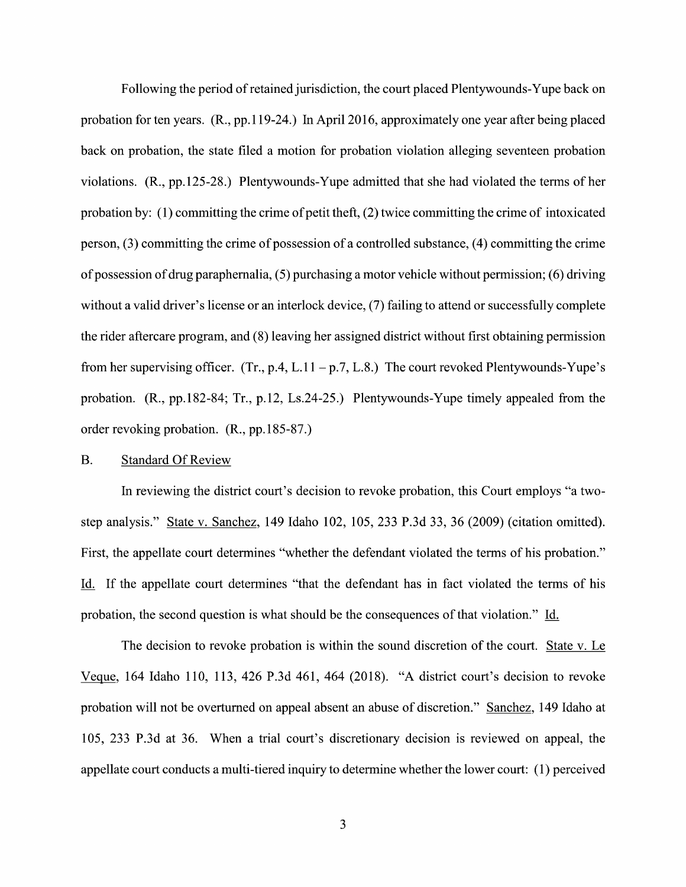Following the period of retained jurisdiction, the court placed Plentywounds-Yupe back on probation for ten years. (R., pp.119-24.) In April 2016, approximately one year after being placed back on probation, the state filed a motion for probation violation alleging seventeen probation violations. (R., pp.125-28.) Plentywounds-Yupe admitted that she had violated the terms of her probation by: (1) committing the crime of petit theft, (2) twice committing the crime of intoxicated person, (3) committing the crime of possession of a controlled substance, (4) committing the crime of possession of drug paraphernalia, (5) purchasing a motor vehicle without permission; (6) driving without a valid driver's license or an interlock device, (7) failing to attend or successfully complete the rider aftercare program, and (8) leaving her assigned district without first obtaining permission from her supervising officer. (Tr., p.4, L.11 – p.7, L.8.) The court revoked Plentywounds-Yupe's probation. (R., pp.182-84; Tr., p.12, Ls.24-25.) Plentywounds-Yupe timely appealed from the order revoking probation. (R., pp.185-87.)

## B. Standard Of Review

In reviewing the district court's decision to revoke probation, this Court employs "a two-step analysis." State v. Sanchez, 149 Idaho 102, 105, 233 P.3d 33, 36 (2009) (citation omitted). First, the appellate court determines "whether the defendant violated the terms of his probation." Id. If the appellate court determines "that the defendant has in fact violated the terms of his probation, the second question is what should be the consequences of that violation." Id.

The decision to revoke probation is within the sound discretion of the court. State v. Le Veque, 164 Idaho 110, 113, 426 P.3d 461, 464 (2018). "A district court's decision to revoke probation will not be overturned on appeal absent an abuse of discretion." Sanchez, 149 Idaho at 105, 233 P.3d at 36. When a trial court's discretionary decision is reviewed on appeal, the appellate court conducts a multi-tiered inquiry to determine whether the lower court: (1) perceived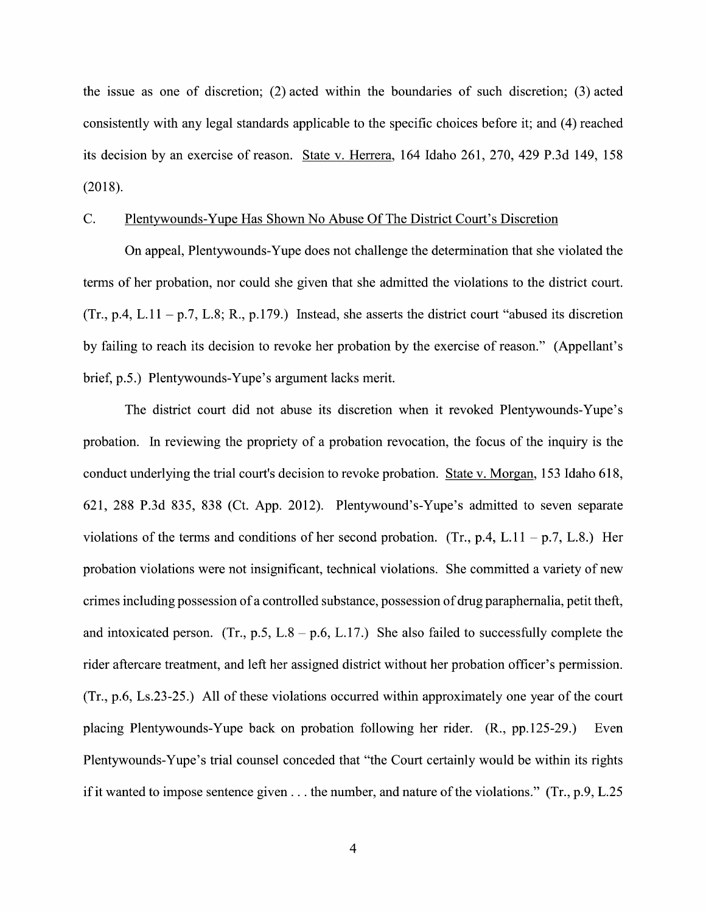the issue as one of discretion; (2) acted within the boundaries of such discretion; (3) acted consistently with any legal standards applicable to the specific choices before it; and (4) reached its decision by an exercise of reason. State v. Herrera, 164 Idaho 261, 270, 429 P.3d 149, 158 (2018).

### C. Plentywounds-Yupe Has Shown No Abuse Of The District Court's Discretion

On appeal, Plentywounds-Yupe does not challenge the determination that she violated the terms of her probation, nor could she given that she admitted the violations to the district court. (Tr., p.4, L.11 – p.7, L.8; R., p.179.) Instead, she asserts the district court "abused its discretion by failing to reach its decision to revoke her probation by the exercise of reason." (Appellant's brief, p.5.) Plentywounds-Yupe's argument lacks merit.

The district court did not abuse its discretion when it revoked Plentywounds-Yupe's probation. In reviewing the propriety of a probation revocation, the focus of the inquiry is the conduct underlying the trial court's decision to revoke probation. State v. Morgan, 153 Idaho 618, 621, 288 P.3d 835, 838 (Ct. App. 2012). Plentywound's-Yupe's admitted to seven separate violations of the terms and conditions of her second probation. (Tr., p.4, L.11 – p.7, L.8.) Her probation violations were not insignificant, technical violations. She committed a variety of new crimes including possession of a controlled substance, possession of drug paraphernalia, petit theft, and intoxicated person. (Tr., p.5, L.8 – p.6, L.17.) She also failed to successfully complete the rider aftercare treatment, and left her assigned district without her probation officer's permission. (Tr., p.6, Ls.23-25.) All of these violations occurred within approximately one year of the court placing Plentywounds-Yupe back on probation following her rider. (R., pp.125-29.) Even Plentywounds-Yupe's trial counsel conceded that "the Court certainly would be within its rights if it wanted to impose sentence given . . . the number, and nature of the violations." (Tr., p.9, L.25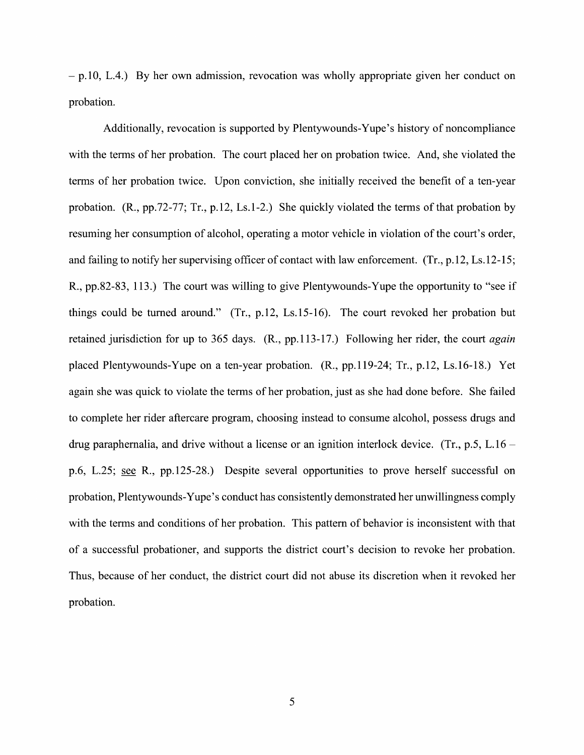– p.10, L.4.) By her own admission, revocation was wholly appropriate given her conduct on probation.

Additionally, revocation is supported by Plentywounds-Yupe's history of noncompliance with the terms of her probation. The court placed her on probation twice. And, she violated the terms of her probation twice. Upon conviction, she initially received the benefit of a ten-year probation. (R., pp.72-77; Tr., p.12, Ls.1-2.) She quickly violated the terms of that probation by resuming her consumption of alcohol, operating a motor vehicle in violation of the court's order, and failing to notify her supervising officer of contact with law enforcement. (Tr., p.12, Ls.12-15; R., pp.82-83, 113.) The court was willing to give Plentywounds-Yupe the opportunity to "see if things could be turned around." (Tr., p.12, Ls.15-16). The court revoked her probation but retained jurisdiction for up to 365 days. (R., pp.113-17.) Following her rider, the court *again* placed Plentywounds-Yupe on a ten-year probation. (R., pp.119-24; Tr., p.12, Ls.16-18.) Yet again she was quick to violate the terms of her probation, just as she had done before. She failed to complete her rider aftercare program, choosing instead to consume alcohol, possess drugs and drug paraphernalia, and drive without a license or an ignition interlock device. (Tr., p.5, L.16 – p.6, L.25; see R., pp.125-28.) Despite several opportunities to prove herself successful on probation, Plentywounds-Yupe's conduct has consistently demonstrated her unwillingness comply with the terms and conditions of her probation. This pattern of behavior is inconsistent with that of a successful probationer, and supports the district court's decision to revoke her probation. Thus, because of her conduct, the district court did not abuse its discretion when it revoked her probation.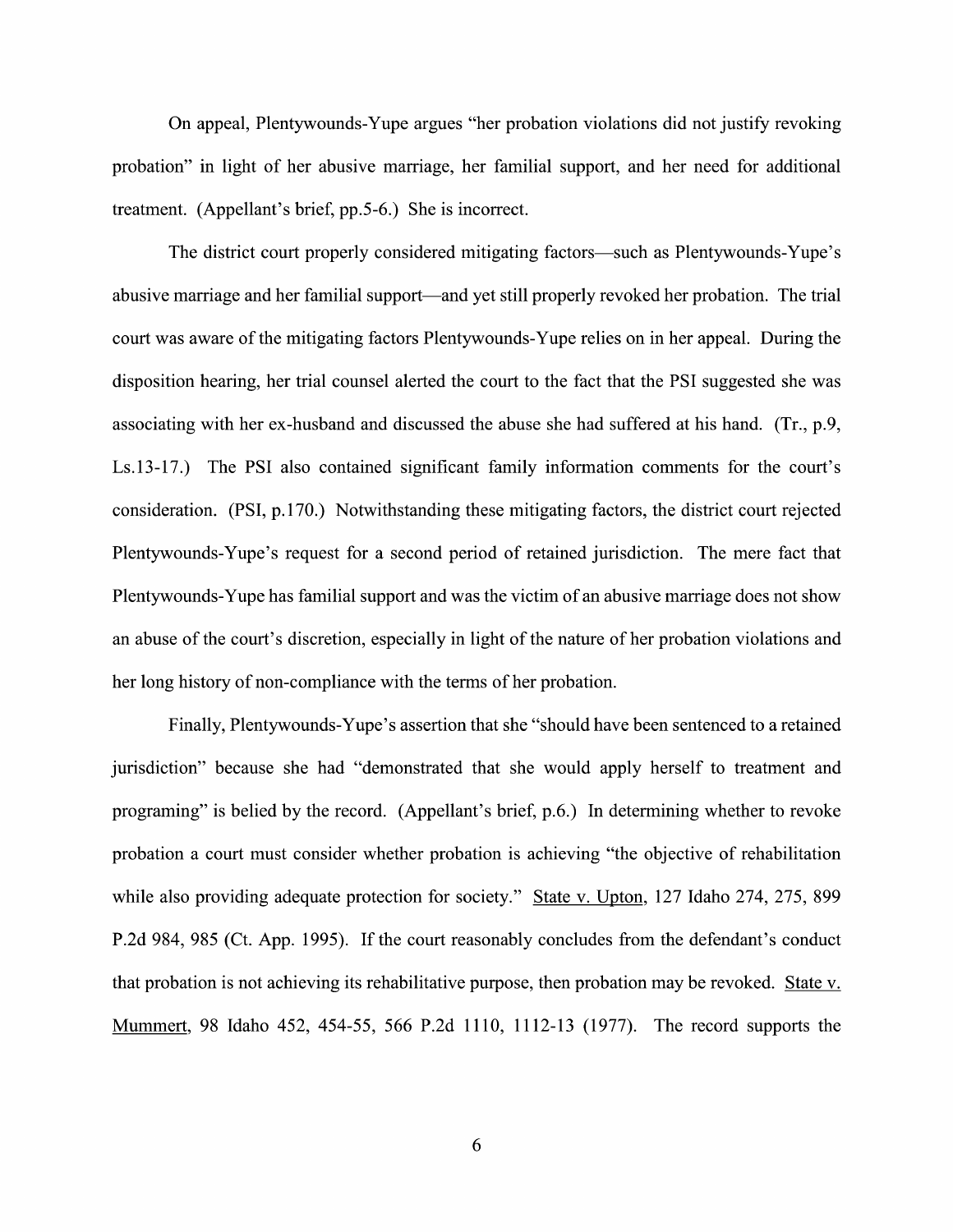On appeal, Plentywounds-Yupe argues "her probation violations did not justify revoking probation" in light of her abusive marriage, her familial support, and her need for additional treatment. (Appellant's brief, pp.5-6.) She is incorrect.

The district court properly considered mitigating factors—such as Plentywounds-Yupe's abusive marriage and her familial support—and yet still properly revoked her probation. The trial court was aware of the mitigating factors Plentywounds-Yupe relies on in her appeal. During the disposition hearing, her trial counsel alerted the court to the fact that the PSI suggested she was associating with her ex-husband and discussed the abuse she had suffered at his hand. (Tr., p.9, Ls.13-17.) The PSI also contained significant family information comments for the court's consideration. (PSI, p.170.) Notwithstanding these mitigating factors, the district court rejected Plentywounds-Yupe's request for a second period of retained jurisdiction. The mere fact that Plentywounds-Yupe has familial support and was the victim of an abusive marriage does not show an abuse of the court's discretion, especially in light of the nature of her probation violations and her long history of non-compliance with the terms of her probation.

Finally, Plentywounds-Yupe's assertion that she "should have been sentenced to a retained jurisdiction" because she had "demonstrated that she would apply herself to treatment and programing" is belied by the record. (Appellant's brief, p.6.) In determining whether to revoke probation a court must consider whether probation is achieving "the objective of rehabilitation while also providing adequate protection for society." State v. Upton, 127 Idaho 274, 275, 899 P.2d 984, 985 (Ct. App. 1995). If the court reasonably concludes from the defendant's conduct that probation is not achieving its rehabilitative purpose, then probation may be revoked. State v. Mummert, 98 Idaho 452, 454-55, 566 P.2d 1110, 1112-13 (1977). The record supports the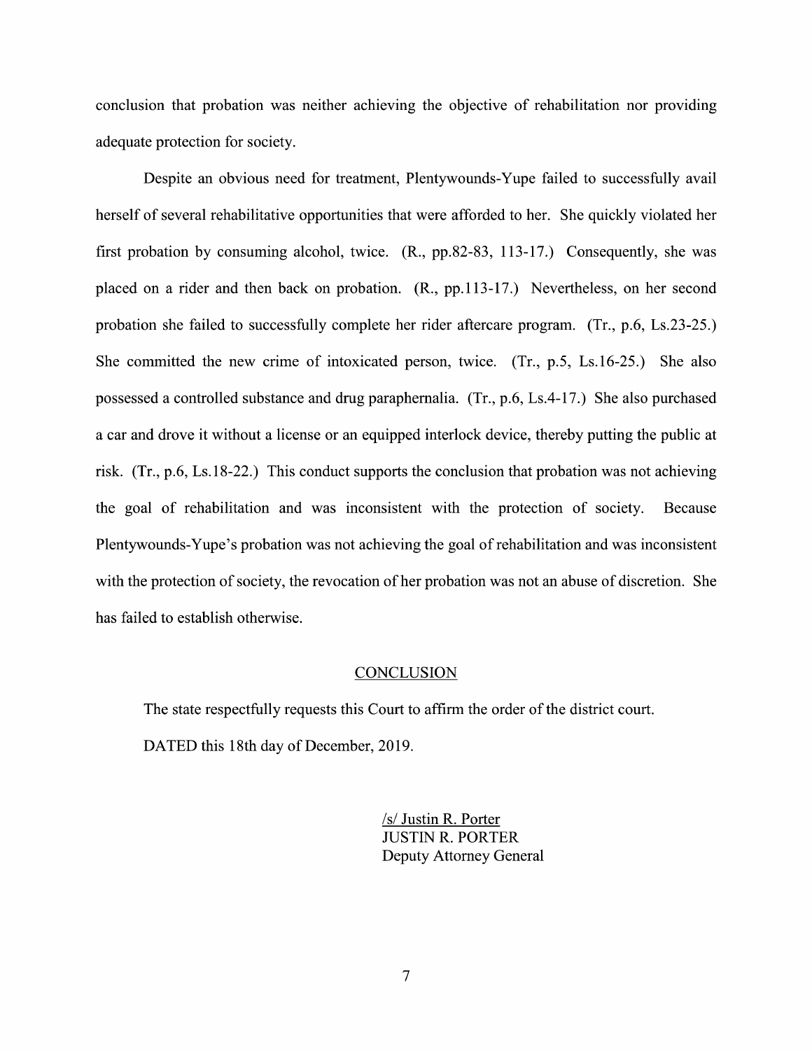conclusion that probation was neither achieving the objective of rehabilitation nor providing adequate protection for society.

Despite an obvious need for treatment, Plentywounds-Yupe failed to successfully avail herself of several rehabilitative opportunities that were afforded to her. She quickly violated her first probation by consuming alcohol, twice. (R., pp.82-83, 113-17.) Consequently, she was placed on a rider and then back on probation. (R., pp.113-17.) Nevertheless, on her second probation she failed to successfully complete her rider aftercare program. (Tr., p.6, Ls.23-25.) She committed the new crime of intoxicated person, twice. (Tr., p.5, Ls.16-25.) She also possessed a controlled substance and drug paraphernalia. (Tr., p.6, Ls.4-17.) She also purchased a car and drove it without a license or an equipped interlock device, thereby putting the public at risk. (Tr., p.6, Ls.18-22.) This conduct supports the conclusion that probation was not achieving the goal of rehabilitation and was inconsistent with the protection of society. Because Plentywounds-Yupe's probation was not achieving the goal of rehabilitation and was inconsistent with the protection of society, the revocation of her probation was not an abuse of discretion. She has failed to establish otherwise.

## CONCLUSION

The state respectfully requests this Court to affirm the order of the district court.

DATED this 18th day of December, 2019.

/s/ Justin R. Porter
JUSTIN R. PORTER
Deputy Attorney General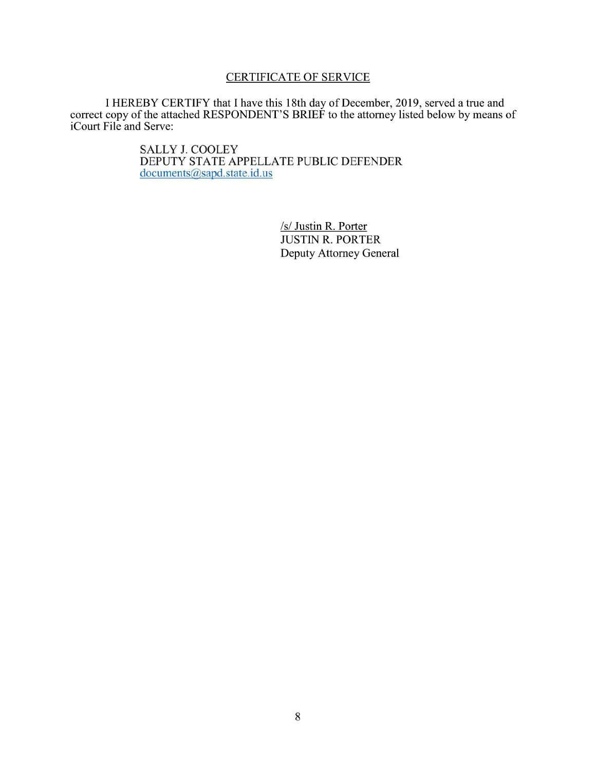## CERTIFICATE OF SERVICE

I HEREBY CERTIFY that I have this 18th day of December, 2019, served a true and correct copy of the attached RESPONDENT'S BRIEF to the attorney listed below by means of iCourt File and Serve:

SALLY J. COOLEY
DEPUTY STATE APPELLATE PUBLIC DEFENDER
documents@sapd.state.id.us

/s/ Justin R. Porter
JUSTIN R. PORTER
Deputy Attorney General